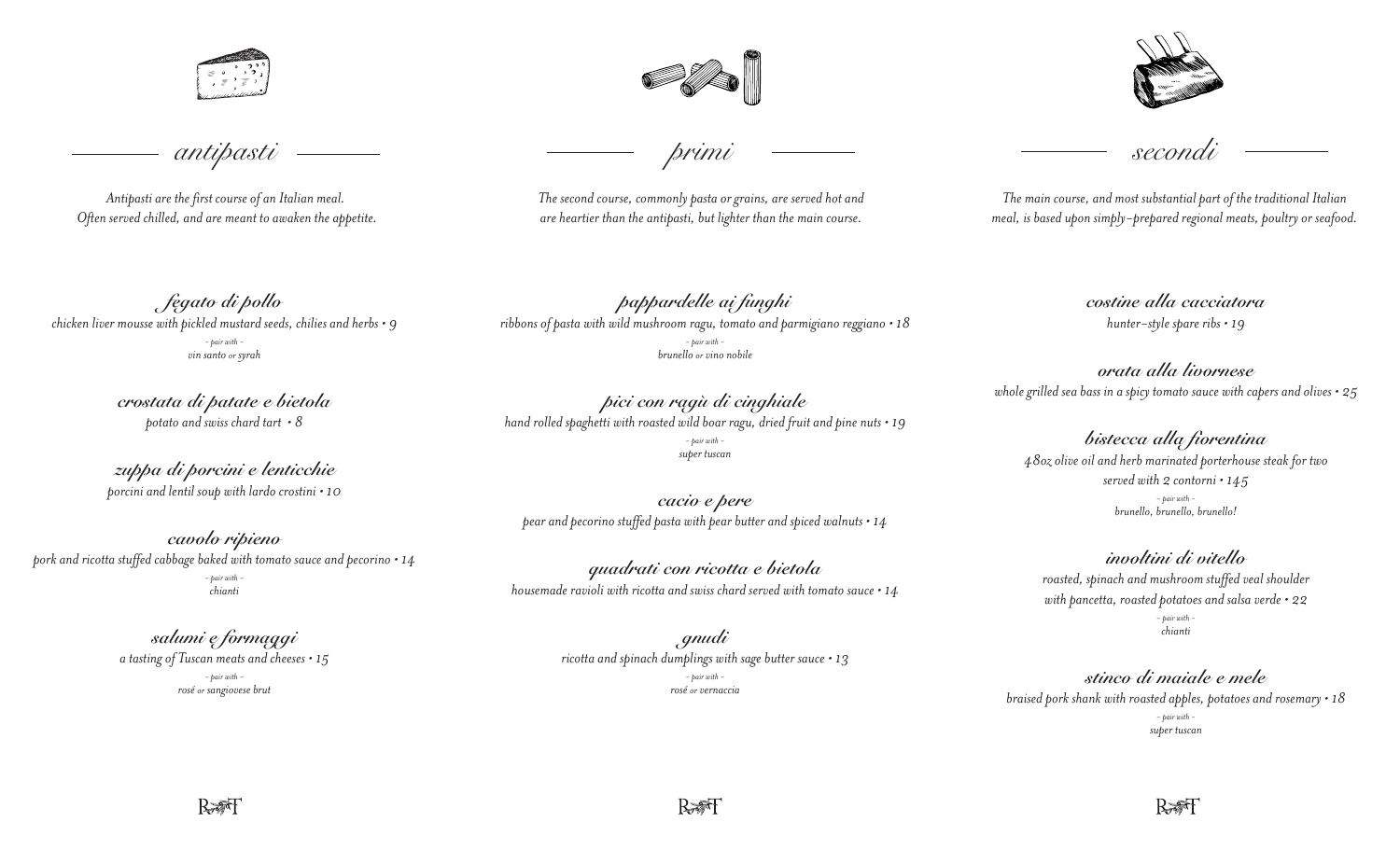## antipasti

*Antipasti are the first course of an Italian meal.*
*Often served chilled, and are meant to awaken the appetite.*

### fegato di pollo
chicken liver mousse with pickled mustard seeds, chilies and herbs • 9
– pair with –
vin santo or syrah

### crostata di patate e bietola
potato and swiss chard tart • 8

### zuppa di porcini e lenticchie
porcini and lentil soup with lardo crostini • 10

### cavolo ripieno
pork and ricotta stuffed cabbage baked with tomato sauce and pecorino • 14
– pair with –
chianti

### salumi e formaggi
a tasting of Tuscan meats and cheeses • 15
– pair with –
rosé or sangiovese brut

## primi

*The second course, commonly pasta or grains, are served hot and are heartier than the antipasti, but lighter than the main course.*

### pappardelle ai funghi
ribbons of pasta with wild mushroom ragu, tomato and parmigiano reggiano • 18
– pair with –
brunello or vino nobile

### pici con ragù di cinghiale
hand rolled spaghetti with roasted wild boar ragu, dried fruit and pine nuts • 19
– pair with –
super tuscan

### cacio e pere
pear and pecorino stuffed pasta with pear butter and spiced walnuts • 14

### quadrati con ricotta e bietola
housemade ravioli with ricotta and swiss chard served with tomato sauce • 14

### gnudi
ricotta and spinach dumplings with sage butter sauce • 13
– pair with –
rosé or vernaccia

## secondi

*The main course, and most substantial part of the traditional Italian meal, is based upon simply-prepared regional meats, poultry or seafood.*

### costine alla cacciatora
hunter-style spare ribs • 19

### orata alla livornese
whole grilled sea bass in a spicy tomato sauce with capers and olives • 25

### bistecca alla fiorentina
48oz olive oil and herb marinated porterhouse steak for two
served with 2 contorni • 145
– pair with –
brunello, brunello, brunello!

### involtini di vitello
roasted, spinach and mushroom stuffed veal shoulder
with pancetta, roasted potatoes and salsa verde • 22
– pair with –
chianti

### stinco di maiale e mele
braised pork shank with roasted apples, potatoes and rosemary • 18
– pair with –
super tuscan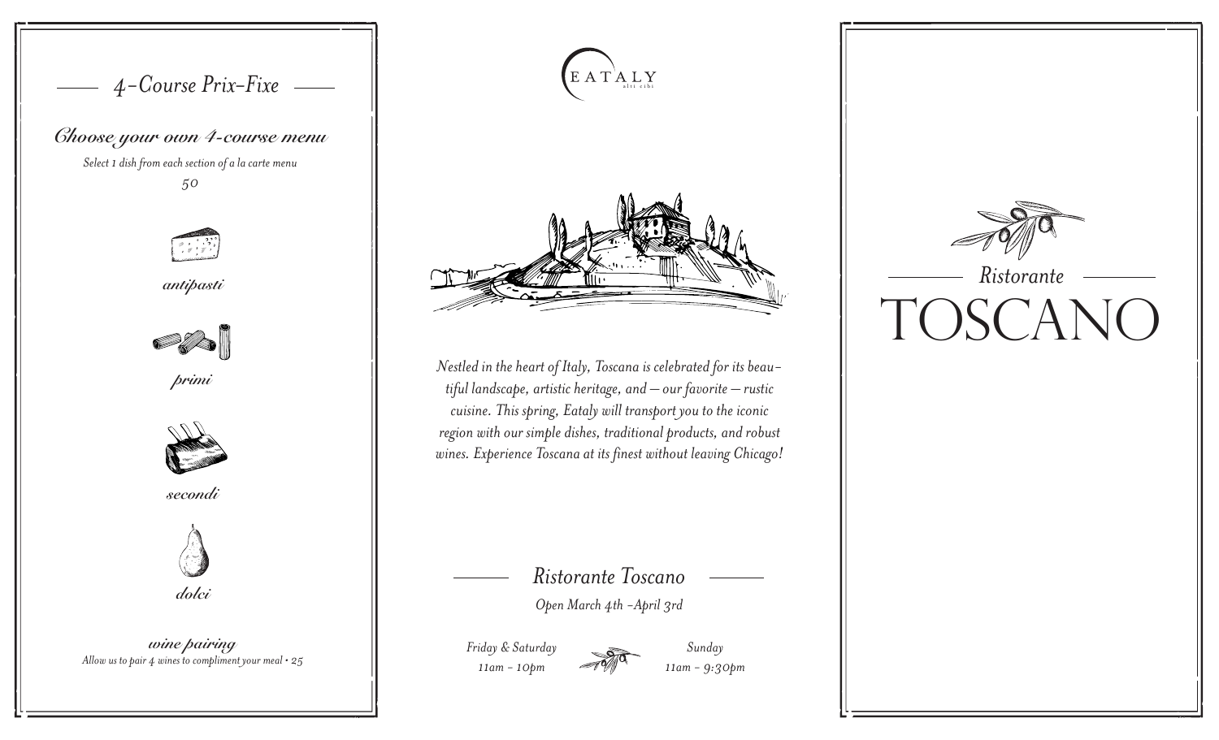## 4-Course Prix-Fixe

### *Choose your own 4-course menu*

*Select 1 dish from each section of a la carte menu*

*50*

*antipasti*

*primi*

*secondi*

*dolci*

***wine pairing***

*Allow us to pair 4 wines to compliment your meal • 25*

EATALY
alti cibi

*Nestled in the heart of Italy, Toscana is celebrated for its beautiful landscape, artistic heritage, and — our favorite — rustic cuisine. This spring, Eataly will transport you to the iconic region with our simple dishes, traditional products, and robust wines. Experience Toscana at its finest without leaving Chicago!*

## *Ristorante Toscano*

*Open March 4th –April 3rd*

*Friday & Saturday*
*11am – 10pm*

*Sunday*
*11am – 9:30pm*

# *Ristorante* TOSCANO